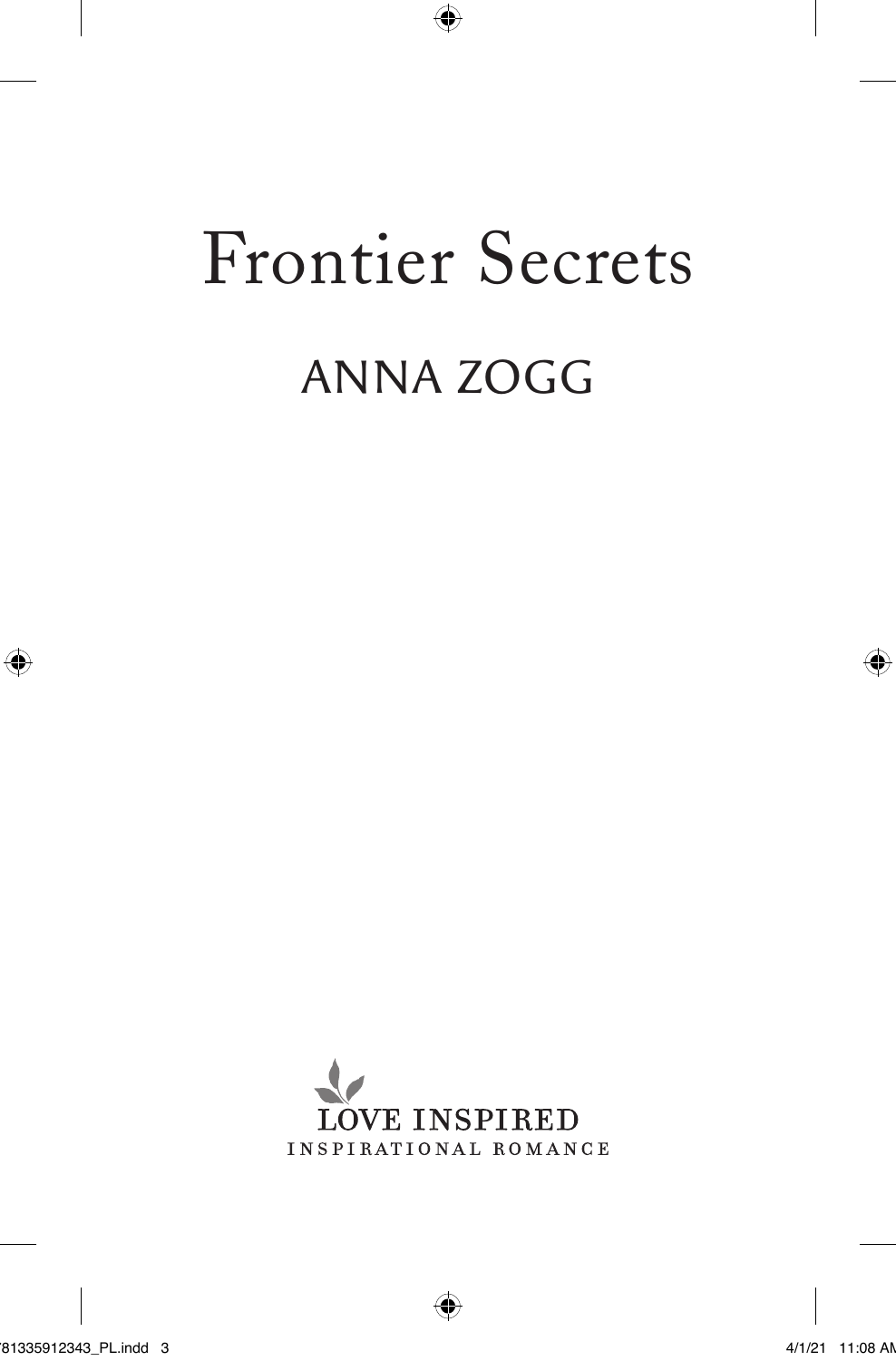# Frontier Secrets

## ANNA ZOGG

LOVE INSPIRED
INSPIRATIONAL ROMANCE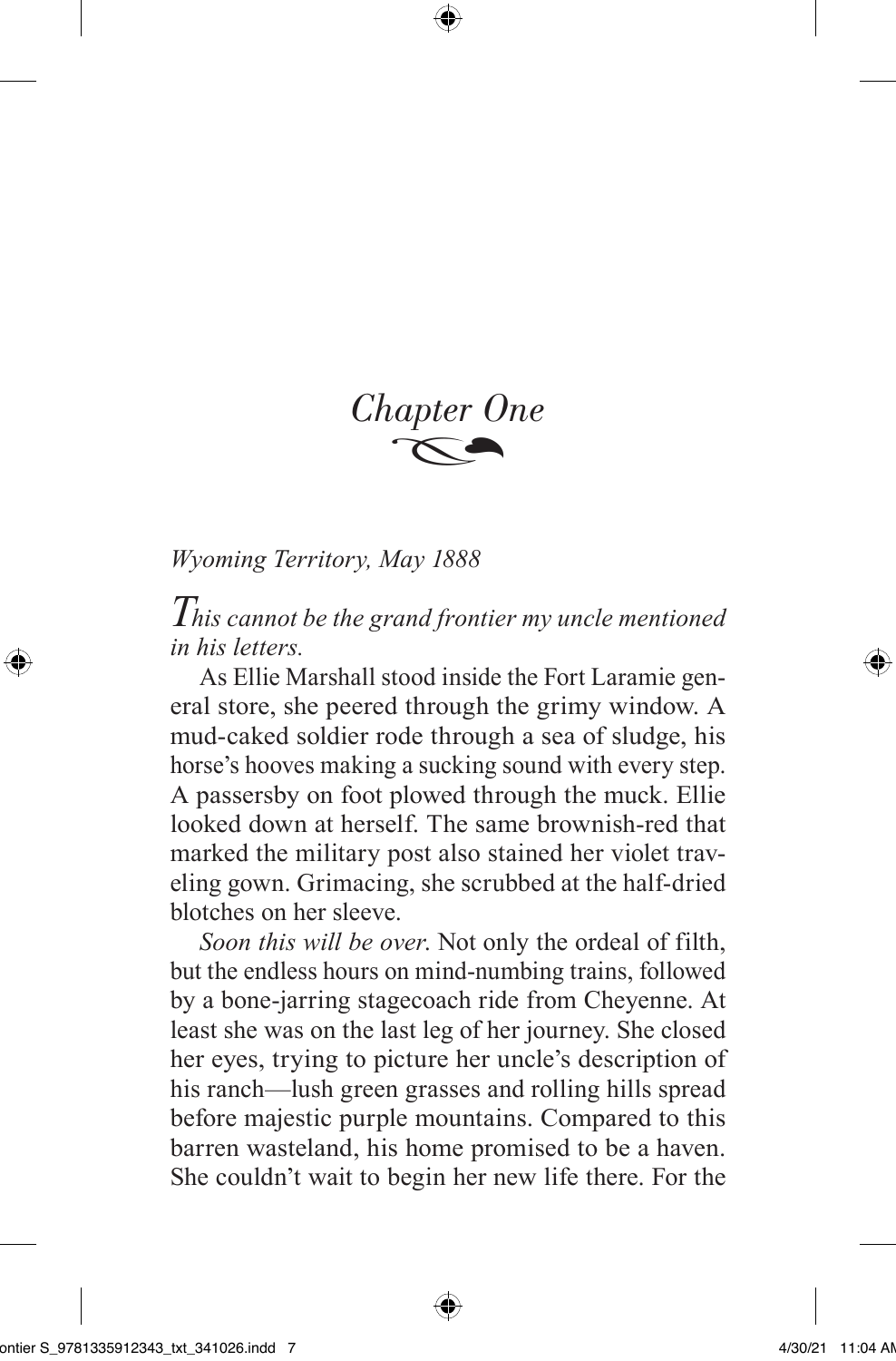# *Chapter One*

*Wyoming Territory, May 1888*

*This cannot be the grand frontier my uncle mentioned in his letters.*

As Ellie Marshall stood inside the Fort Laramie general store, she peered through the grimy window. A mud-caked soldier rode through a sea of sludge, his horse's hooves making a sucking sound with every step. A passersby on foot plowed through the muck. Ellie looked down at herself. The same brownish-red that marked the military post also stained her violet traveling gown. Grimacing, she scrubbed at the half-dried blotches on her sleeve.

*Soon this will be over.* Not only the ordeal of filth, but the endless hours on mind-numbing trains, followed by a bone-jarring stagecoach ride from Cheyenne. At least she was on the last leg of her journey. She closed her eyes, trying to picture her uncle's description of his ranch—lush green grasses and rolling hills spread before majestic purple mountains. Compared to this barren wasteland, his home promised to be a haven. She couldn't wait to begin her new life there. For the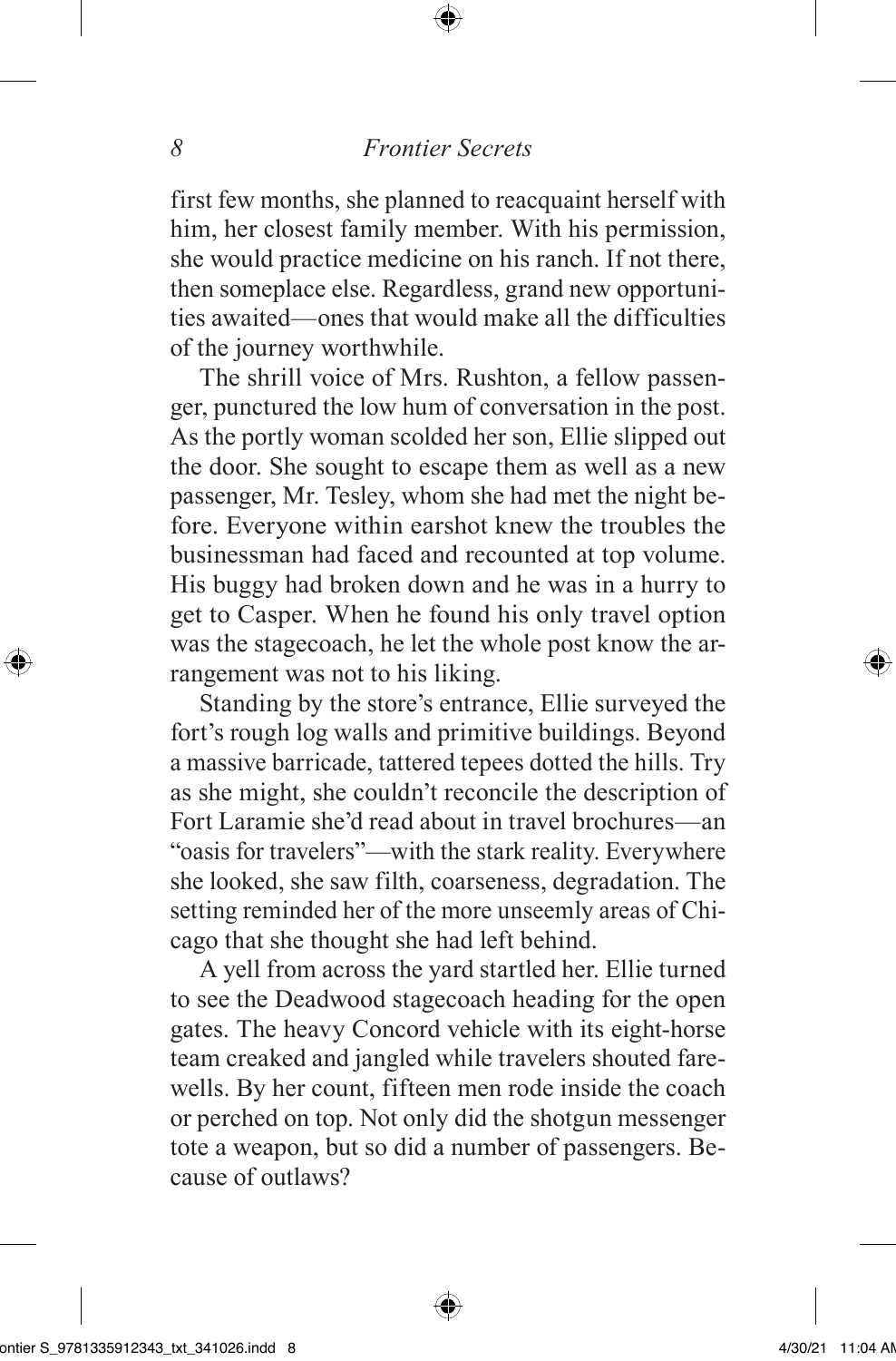first few months, she planned to reacquaint herself with him, her closest family member. With his permission, she would practice medicine on his ranch. If not there, then someplace else. Regardless, grand new opportunities awaited—ones that would make all the difficulties of the journey worthwhile.

The shrill voice of Mrs. Rushton, a fellow passenger, punctured the low hum of conversation in the post. As the portly woman scolded her son, Ellie slipped out the door. She sought to escape them as well as a new passenger, Mr. Tesley, whom she had met the night before. Everyone within earshot knew the troubles the businessman had faced and recounted at top volume. His buggy had broken down and he was in a hurry to get to Casper. When he found his only travel option was the stagecoach, he let the whole post know the arrangement was not to his liking.

Standing by the store's entrance, Ellie surveyed the fort's rough log walls and primitive buildings. Beyond a massive barricade, tattered tepees dotted the hills. Try as she might, she couldn't reconcile the description of Fort Laramie she'd read about in travel brochures—an "oasis for travelers"—with the stark reality. Everywhere she looked, she saw filth, coarseness, degradation. The setting reminded her of the more unseemly areas of Chicago that she thought she had left behind.

A yell from across the yard startled her. Ellie turned to see the Deadwood stagecoach heading for the open gates. The heavy Concord vehicle with its eight-horse team creaked and jangled while travelers shouted farewells. By her count, fifteen men rode inside the coach or perched on top. Not only did the shotgun messenger tote a weapon, but so did a number of passengers. Because of outlaws?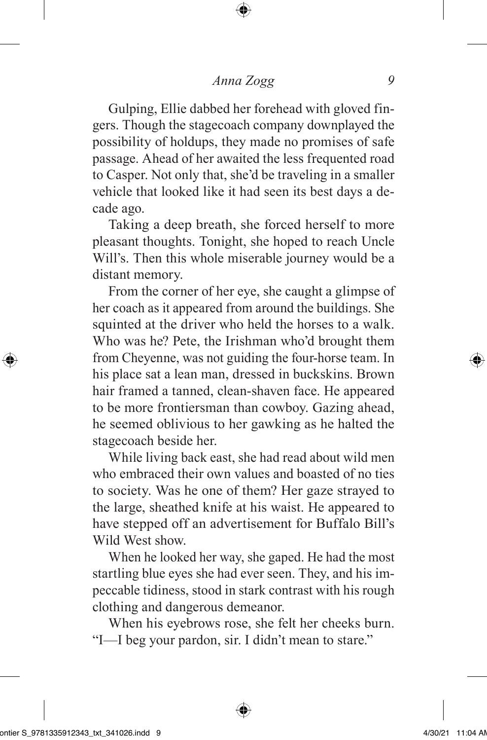Gulping, Ellie dabbed her forehead with gloved fingers. Though the stagecoach company downplayed the possibility of holdups, they made no promises of safe passage. Ahead of her awaited the less frequented road to Casper. Not only that, she'd be traveling in a smaller vehicle that looked like it had seen its best days a decade ago.

Taking a deep breath, she forced herself to more pleasant thoughts. Tonight, she hoped to reach Uncle Will's. Then this whole miserable journey would be a distant memory.

From the corner of her eye, she caught a glimpse of her coach as it appeared from around the buildings. She squinted at the driver who held the horses to a walk. Who was he? Pete, the Irishman who'd brought them from Cheyenne, was not guiding the four-horse team. In his place sat a lean man, dressed in buckskins. Brown hair framed a tanned, clean-shaven face. He appeared to be more frontiersman than cowboy. Gazing ahead, he seemed oblivious to her gawking as he halted the stagecoach beside her.

While living back east, she had read about wild men who embraced their own values and boasted of no ties to society. Was he one of them? Her gaze strayed to the large, sheathed knife at his waist. He appeared to have stepped off an advertisement for Buffalo Bill's Wild West show.

When he looked her way, she gaped. He had the most startling blue eyes she had ever seen. They, and his impeccable tidiness, stood in stark contrast with his rough clothing and dangerous demeanor.

When his eyebrows rose, she felt her cheeks burn. "I—I beg your pardon, sir. I didn't mean to stare."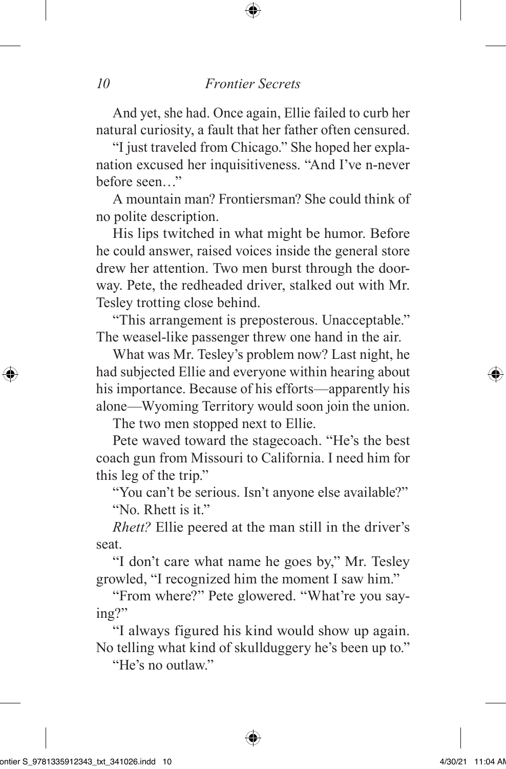And yet, she had. Once again, Ellie failed to curb her natural curiosity, a fault that her father often censured.

"I just traveled from Chicago." She hoped her explanation excused her inquisitiveness. "And I've n-never before seen…"

A mountain man? Frontiersman? She could think of no polite description.

His lips twitched in what might be humor. Before he could answer, raised voices inside the general store drew her attention. Two men burst through the doorway. Pete, the redheaded driver, stalked out with Mr. Tesley trotting close behind.

"This arrangement is preposterous. Unacceptable." The weasel-like passenger threw one hand in the air.

What was Mr. Tesley's problem now? Last night, he had subjected Ellie and everyone within hearing about his importance. Because of his efforts—apparently his alone—Wyoming Territory would soon join the union.

The two men stopped next to Ellie.

Pete waved toward the stagecoach. "He's the best coach gun from Missouri to California. I need him for this leg of the trip."

"You can't be serious. Isn't anyone else available?"

"No. Rhett is it."

*Rhett?* Ellie peered at the man still in the driver's seat.

"I don't care what name he goes by," Mr. Tesley growled, "I recognized him the moment I saw him."

"From where?" Pete glowered. "What're you saying?"

"I always figured his kind would show up again. No telling what kind of skullduggery he's been up to."

"He's no outlaw."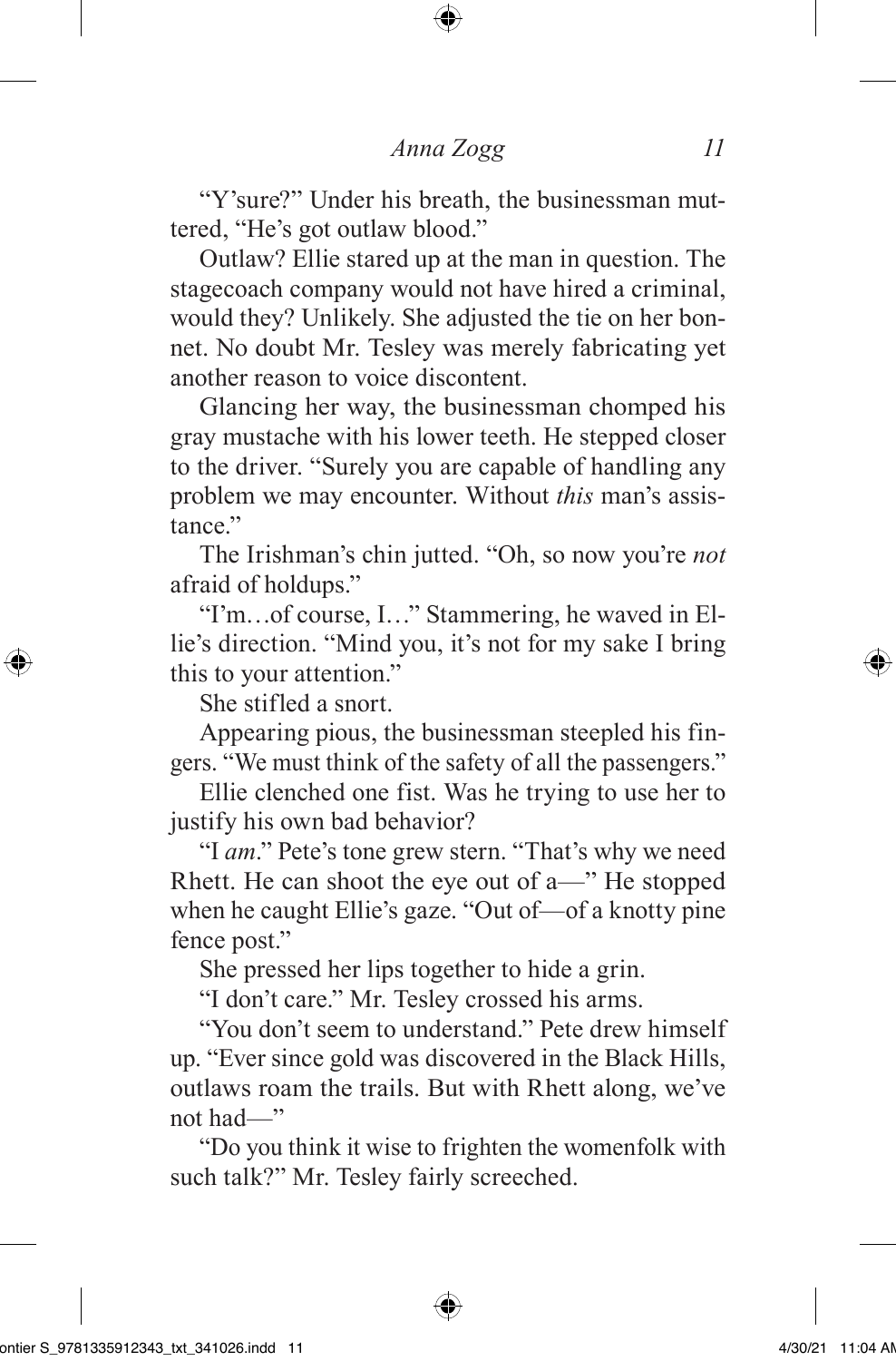"Y'sure?" Under his breath, the businessman muttered, "He's got outlaw blood."

Outlaw? Ellie stared up at the man in question. The stagecoach company would not have hired a criminal, would they? Unlikely. She adjusted the tie on her bonnet. No doubt Mr. Tesley was merely fabricating yet another reason to voice discontent.

Glancing her way, the businessman chomped his gray mustache with his lower teeth. He stepped closer to the driver. "Surely you are capable of handling any problem we may encounter. Without *this* man's assistance."

The Irishman's chin jutted. "Oh, so now you're *not* afraid of holdups."

"I'm…of course, I…" Stammering, he waved in Ellie's direction. "Mind you, it's not for my sake I bring this to your attention."

She stifled a snort.

Appearing pious, the businessman steepled his fingers. "We must think of the safety of all the passengers."

Ellie clenched one fist. Was he trying to use her to justify his own bad behavior?

"I *am*." Pete's tone grew stern. "That's why we need Rhett. He can shoot the eye out of a—" He stopped when he caught Ellie's gaze. "Out of—of a knotty pine fence post."

She pressed her lips together to hide a grin.

"I don't care." Mr. Tesley crossed his arms.

"You don't seem to understand." Pete drew himself up. "Ever since gold was discovered in the Black Hills, outlaws roam the trails. But with Rhett along, we've not had—"

"Do you think it wise to frighten the womenfolk with such talk?" Mr. Tesley fairly screeched.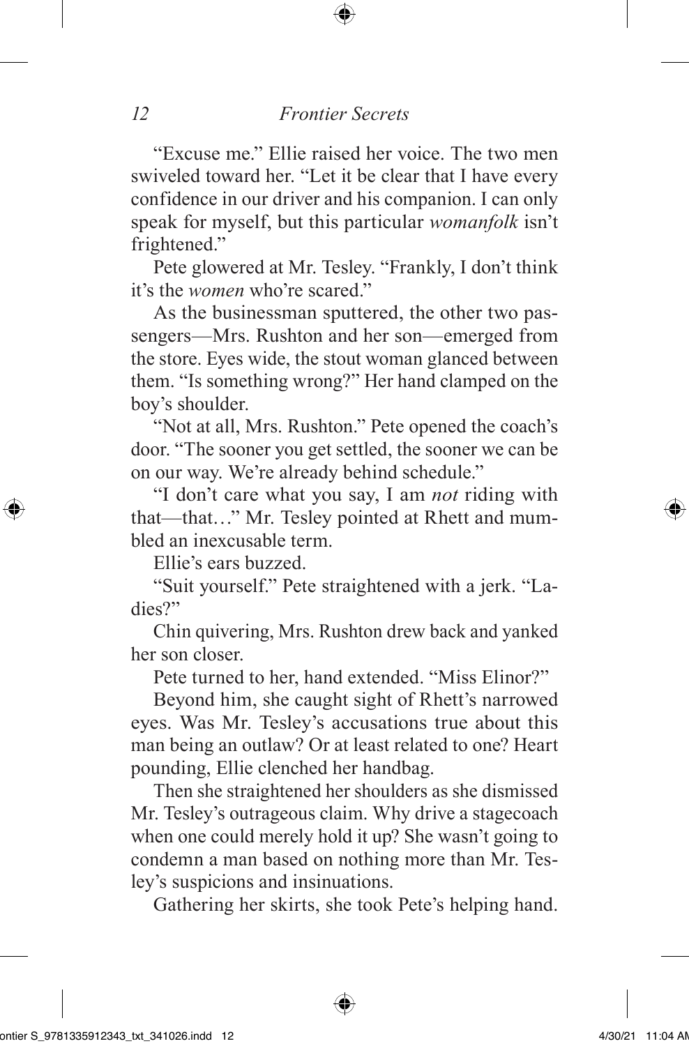"Excuse me." Ellie raised her voice. The two men swiveled toward her. "Let it be clear that I have every confidence in our driver and his companion. I can only speak for myself, but this particular *womanfolk* isn't frightened."

Pete glowered at Mr. Tesley. "Frankly, I don't think it's the *women* who're scared."

As the businessman sputtered, the other two passengers—Mrs. Rushton and her son—emerged from the store. Eyes wide, the stout woman glanced between them. "Is something wrong?" Her hand clamped on the boy's shoulder.

"Not at all, Mrs. Rushton." Pete opened the coach's door. "The sooner you get settled, the sooner we can be on our way. We're already behind schedule."

"I don't care what you say, I am *not* riding with that—that…" Mr. Tesley pointed at Rhett and mumbled an inexcusable term.

Ellie's ears buzzed.

"Suit yourself." Pete straightened with a jerk. "Ladies?"

Chin quivering, Mrs. Rushton drew back and yanked her son closer.

Pete turned to her, hand extended. "Miss Elinor?"

Beyond him, she caught sight of Rhett's narrowed eyes. Was Mr. Tesley's accusations true about this man being an outlaw? Or at least related to one? Heart pounding, Ellie clenched her handbag.

Then she straightened her shoulders as she dismissed Mr. Tesley's outrageous claim. Why drive a stagecoach when one could merely hold it up? She wasn't going to condemn a man based on nothing more than Mr. Tesley's suspicions and insinuations.

Gathering her skirts, she took Pete's helping hand.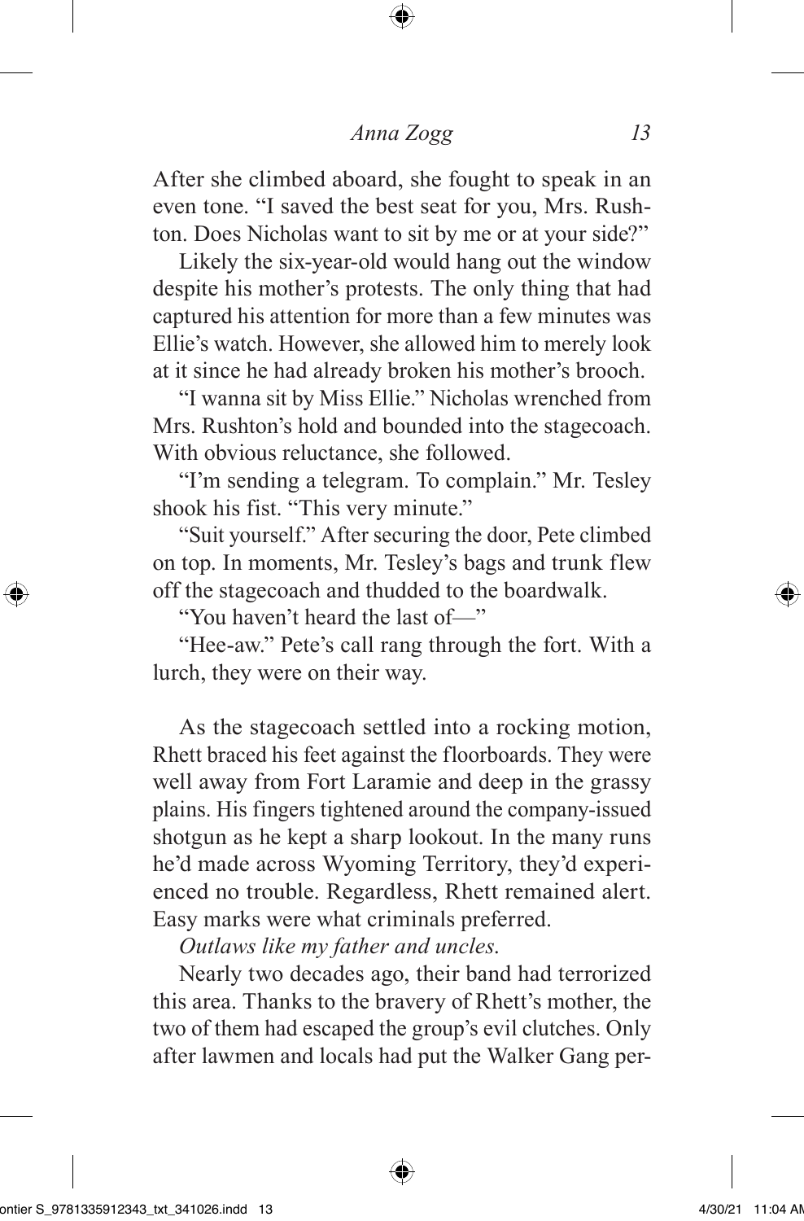After she climbed aboard, she fought to speak in an even tone. "I saved the best seat for you, Mrs. Rushton. Does Nicholas want to sit by me or at your side?"

Likely the six-year-old would hang out the window despite his mother's protests. The only thing that had captured his attention for more than a few minutes was Ellie's watch. However, she allowed him to merely look at it since he had already broken his mother's brooch.

"I wanna sit by Miss Ellie." Nicholas wrenched from Mrs. Rushton's hold and bounded into the stagecoach. With obvious reluctance, she followed.

"I'm sending a telegram. To complain." Mr. Tesley shook his fist. "This very minute."

"Suit yourself." After securing the door, Pete climbed on top. In moments, Mr. Tesley's bags and trunk flew off the stagecoach and thudded to the boardwalk.

"You haven't heard the last of—"

"Hee-aw." Pete's call rang through the fort. With a lurch, they were on their way.

As the stagecoach settled into a rocking motion, Rhett braced his feet against the floorboards. They were well away from Fort Laramie and deep in the grassy plains. His fingers tightened around the company-issued shotgun as he kept a sharp lookout. In the many runs he'd made across Wyoming Territory, they'd experienced no trouble. Regardless, Rhett remained alert. Easy marks were what criminals preferred.

*Outlaws like my father and uncles.*

Nearly two decades ago, their band had terrorized this area. Thanks to the bravery of Rhett's mother, the two of them had escaped the group's evil clutches. Only after lawmen and locals had put the Walker Gang per-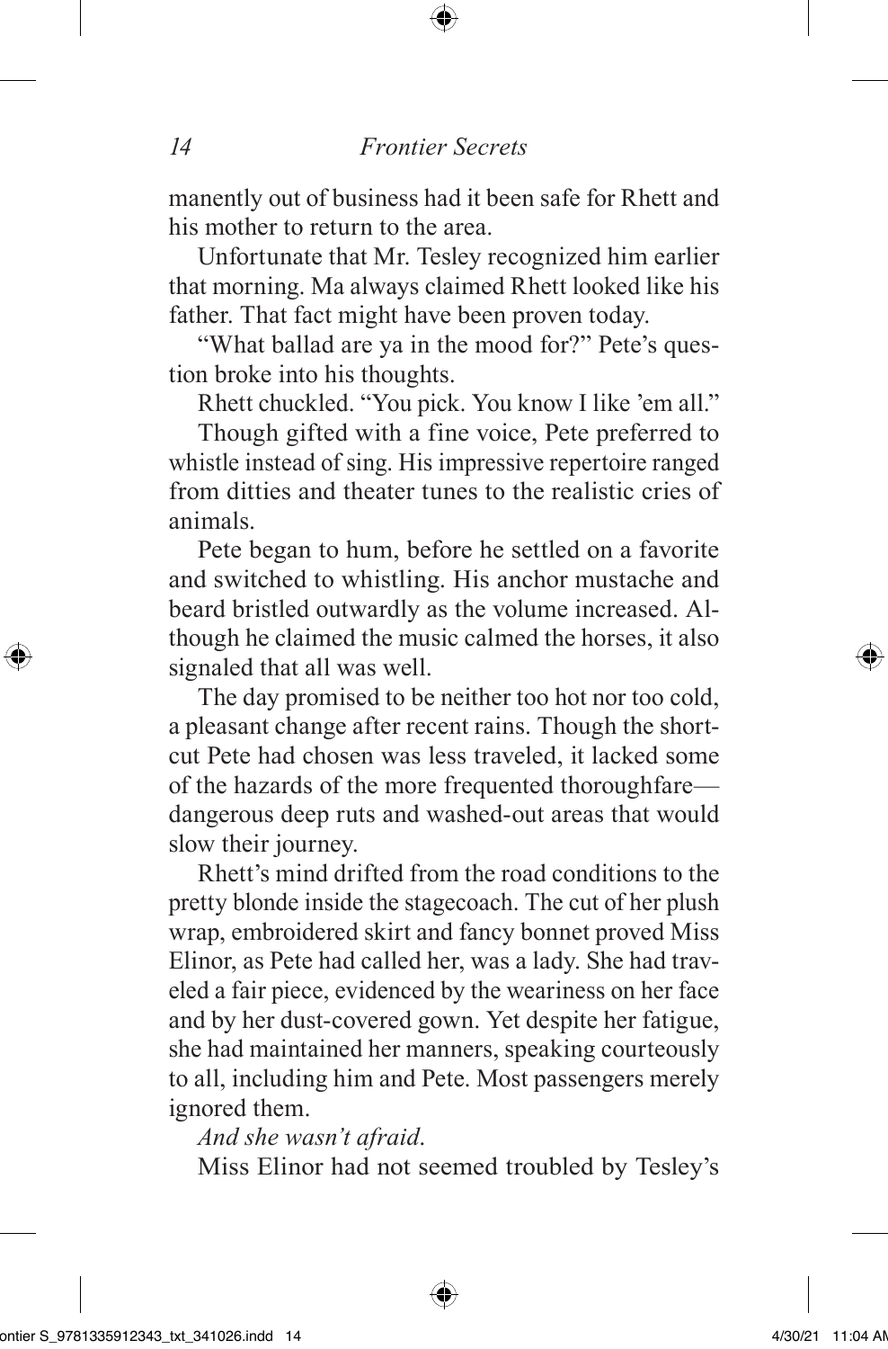manently out of business had it been safe for Rhett and his mother to return to the area.

Unfortunate that Mr. Tesley recognized him earlier that morning. Ma always claimed Rhett looked like his father. That fact might have been proven today.

"What ballad are ya in the mood for?" Pete's question broke into his thoughts.

Rhett chuckled. "You pick. You know I like 'em all."

Though gifted with a fine voice, Pete preferred to whistle instead of sing. His impressive repertoire ranged from ditties and theater tunes to the realistic cries of animals.

Pete began to hum, before he settled on a favorite and switched to whistling. His anchor mustache and beard bristled outwardly as the volume increased. Although he claimed the music calmed the horses, it also signaled that all was well.

The day promised to be neither too hot nor too cold, a pleasant change after recent rains. Though the shortcut Pete had chosen was less traveled, it lacked some of the hazards of the more frequented thoroughfare—dangerous deep ruts and washed-out areas that would slow their journey.

Rhett's mind drifted from the road conditions to the pretty blonde inside the stagecoach. The cut of her plush wrap, embroidered skirt and fancy bonnet proved Miss Elinor, as Pete had called her, was a lady. She had traveled a fair piece, evidenced by the weariness on her face and by her dust-covered gown. Yet despite her fatigue, she had maintained her manners, speaking courteously to all, including him and Pete. Most passengers merely ignored them.

*And she wasn't afraid.*

Miss Elinor had not seemed troubled by Tesley's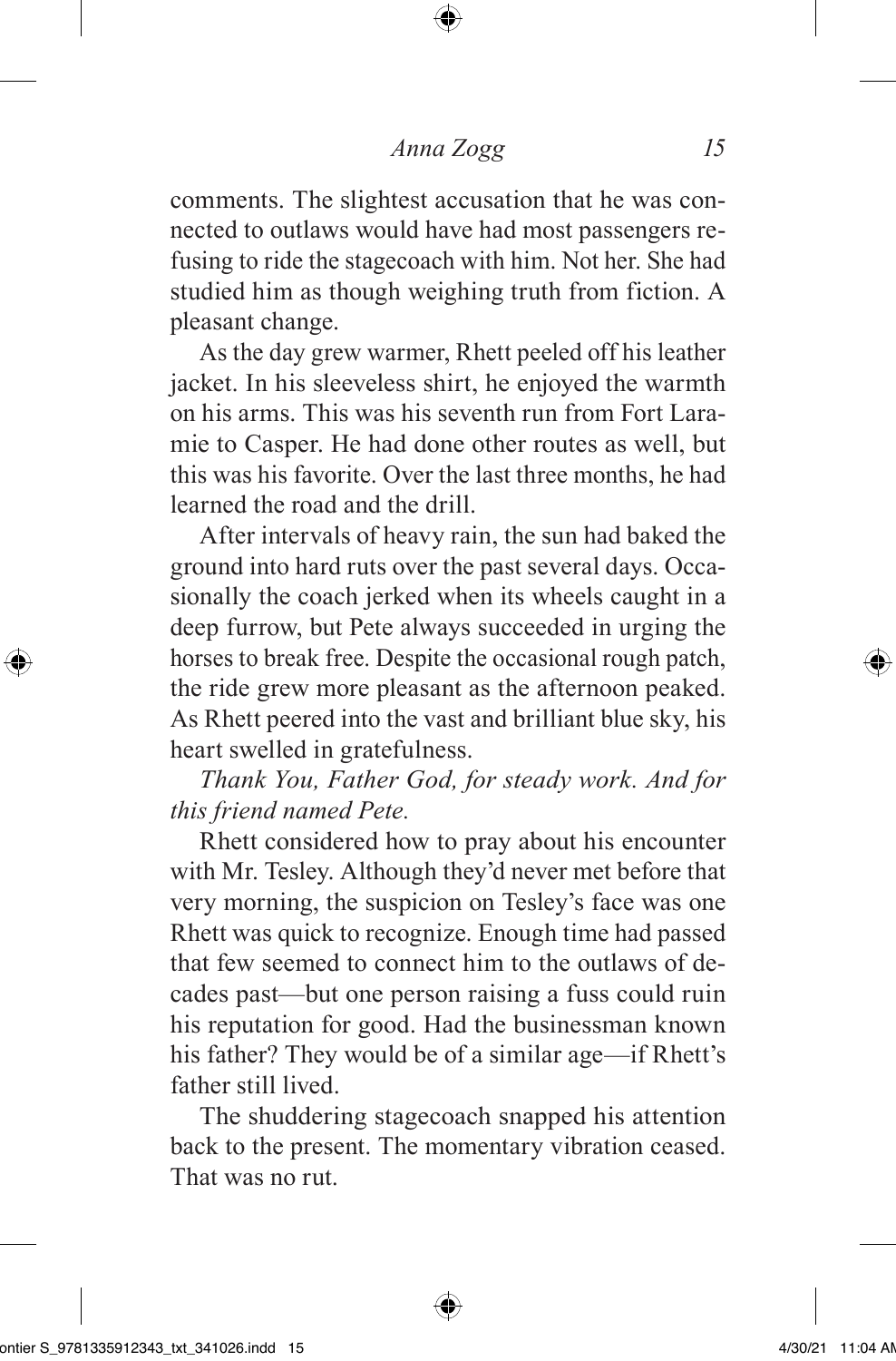comments. The slightest accusation that he was connected to outlaws would have had most passengers refusing to ride the stagecoach with him. Not her. She had studied him as though weighing truth from fiction. A pleasant change.

As the day grew warmer, Rhett peeled off his leather jacket. In his sleeveless shirt, he enjoyed the warmth on his arms. This was his seventh run from Fort Laramie to Casper. He had done other routes as well, but this was his favorite. Over the last three months, he had learned the road and the drill.

After intervals of heavy rain, the sun had baked the ground into hard ruts over the past several days. Occasionally the coach jerked when its wheels caught in a deep furrow, but Pete always succeeded in urging the horses to break free. Despite the occasional rough patch, the ride grew more pleasant as the afternoon peaked. As Rhett peered into the vast and brilliant blue sky, his heart swelled in gratefulness.

*Thank You, Father God, for steady work. And for this friend named Pete.*

Rhett considered how to pray about his encounter with Mr. Tesley. Although they'd never met before that very morning, the suspicion on Tesley's face was one Rhett was quick to recognize. Enough time had passed that few seemed to connect him to the outlaws of decades past—but one person raising a fuss could ruin his reputation for good. Had the businessman known his father? They would be of a similar age—if Rhett's father still lived.

The shuddering stagecoach snapped his attention back to the present. The momentary vibration ceased. That was no rut.